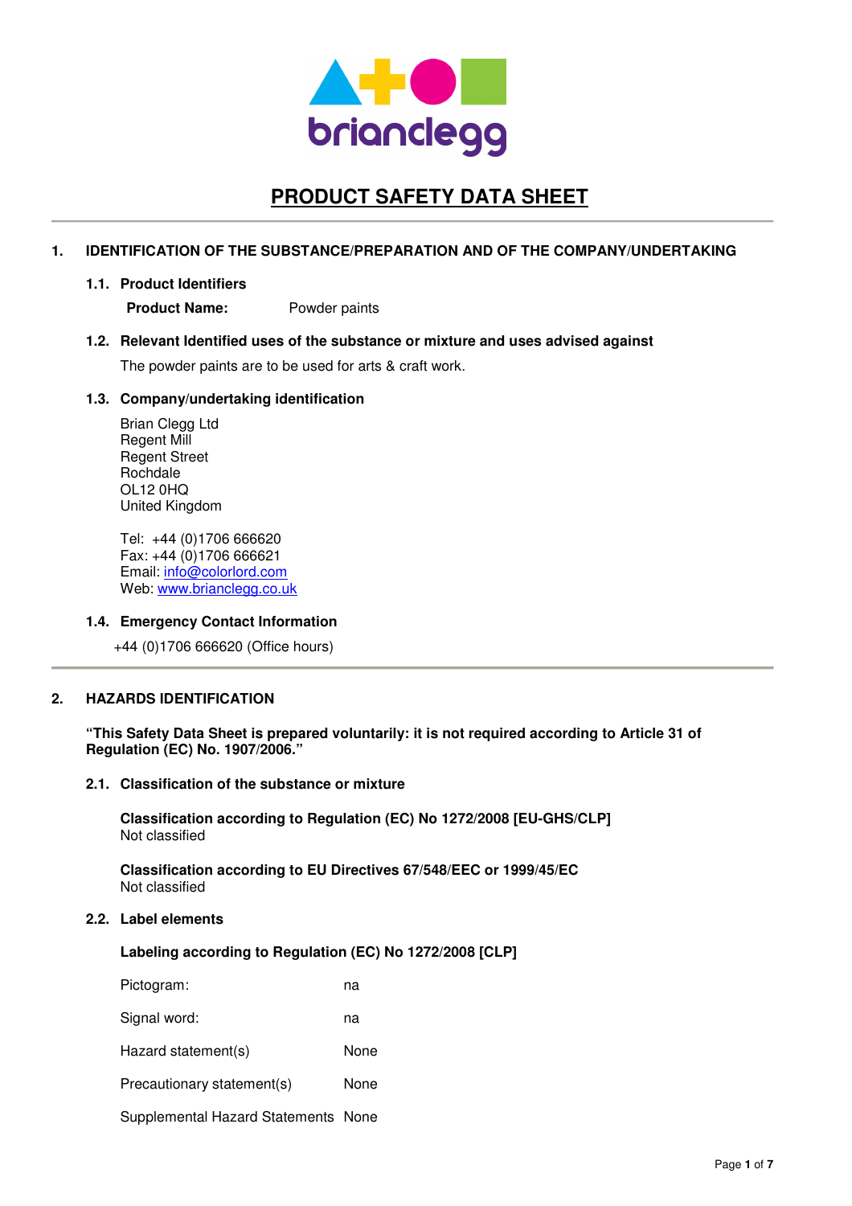briandegg

# PRODUCT SAFETY DATA SHEET

## 1. IDENTIFICATION OF THE SUBSTANCE/PREPARATION AND OF THE COMPANY/UNDERTAKING

### 1.1. Product Identifiers

**Product Name:** Powder paints

### 1.2. Relevant Identified uses of the substance or mixture and uses advised against

The powder paints are to be used for arts & craft work.

### 1.3. Company/undertaking identification

Brian Clegg Ltd
Regent Mill
Regent Street
Rochdale
OL12 0HQ
United Kingdom

Tel: +44 (0)1706 666620
Fax: +44 (0)1706 666621
Email: info@colorlord.com
Web: www.brianclegg.co.uk

### 1.4. Emergency Contact Information

+44 (0)1706 666620 (Office hours)

## 2. HAZARDS IDENTIFICATION

**"This Safety Data Sheet is prepared voluntarily: it is not required according to Article 31 of Regulation (EC) No. 1907/2006."**

### 2.1. Classification of the substance or mixture

**Classification according to Regulation (EC) No 1272/2008 [EU-GHS/CLP]**
Not classified

**Classification according to EU Directives 67/548/EEC or 1999/45/EC**
Not classified

### 2.2. Label elements

**Labeling according to Regulation (EC) No 1272/2008 [CLP]**

| | |
|---|---|
| Pictogram: | na |
| Signal word: | na |
| Hazard statement(s) | None |
| Precautionary statement(s) | None |
| Supplemental Hazard Statements | None |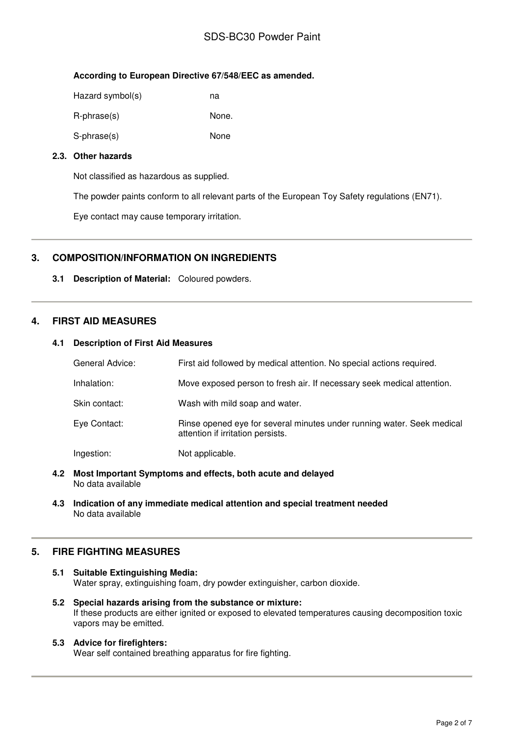**According to European Directive 67/548/EEC as amended.**

| | |
|---|---|
| Hazard symbol(s) | na |
| R-phrase(s) | None. |
| S-phrase(s) | None |

### 2.3. Other hazards

Not classified as hazardous as supplied.

The powder paints conform to all relevant parts of the European Toy Safety regulations (EN71).

Eye contact may cause temporary irritation.

## 3. COMPOSITION/INFORMATION ON INGREDIENTS

**3.1 Description of Material:** Coloured powders.

## 4. FIRST AID MEASURES

### 4.1 Description of First Aid Measures

| | |
|---|---|
| General Advice: | First aid followed by medical attention. No special actions required. |
| Inhalation: | Move exposed person to fresh air. If necessary seek medical attention. |
| Skin contact: | Wash with mild soap and water. |
| Eye Contact: | Rinse opened eye for several minutes under running water. Seek medical attention if irritation persists. |
| Ingestion: | Not applicable. |

### 4.2 Most Important Symptoms and effects, both acute and delayed

No data available

### 4.3 Indication of any immediate medical attention and special treatment needed

No data available

## 5. FIRE FIGHTING MEASURES

### 5.1 Suitable Extinguishing Media:

Water spray, extinguishing foam, dry powder extinguisher, carbon dioxide.

### 5.2 Special hazards arising from the substance or mixture:

If these products are either ignited or exposed to elevated temperatures causing decomposition toxic vapors may be emitted.

### 5.3 Advice for firefighters:

Wear self contained breathing apparatus for fire fighting.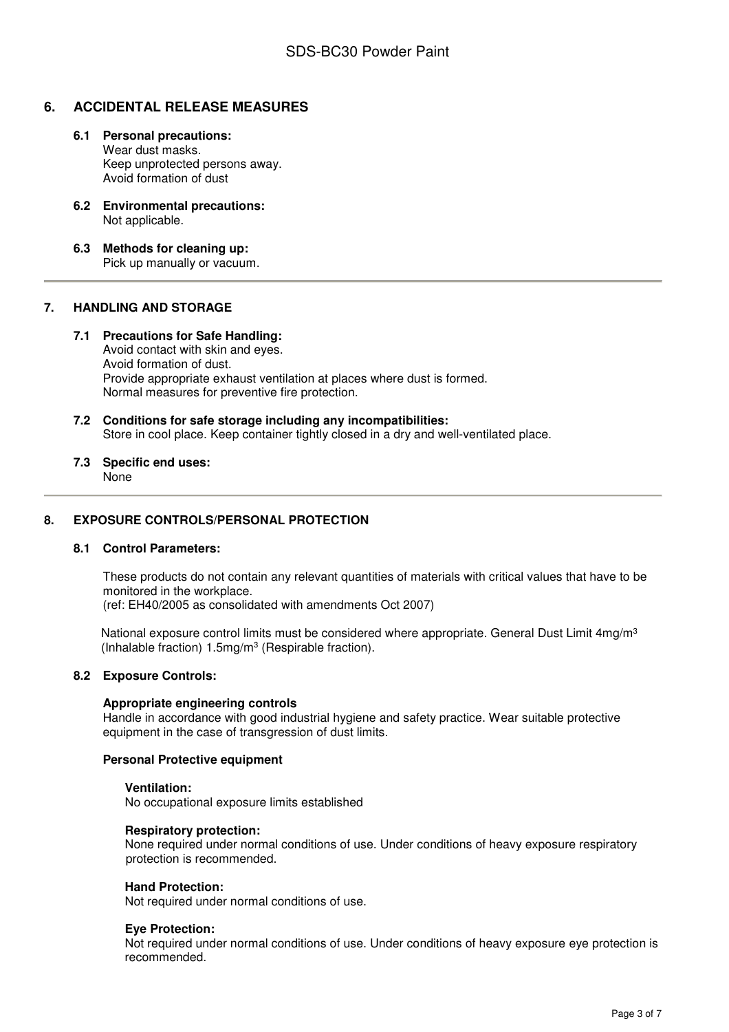## 6. ACCIDENTAL RELEASE MEASURES

### 6.1 Personal precautions:

Wear dust masks.
Keep unprotected persons away.
Avoid formation of dust

### 6.2 Environmental precautions:

Not applicable.

### 6.3 Methods for cleaning up:

Pick up manually or vacuum.

---

## 7. HANDLING AND STORAGE

### 7.1 Precautions for Safe Handling:

Avoid contact with skin and eyes.
Avoid formation of dust.
Provide appropriate exhaust ventilation at places where dust is formed.
Normal measures for preventive fire protection.

### 7.2 Conditions for safe storage including any incompatibilities:

Store in cool place. Keep container tightly closed in a dry and well-ventilated place.

### 7.3 Specific end uses:

None

---

## 8. EXPOSURE CONTROLS/PERSONAL PROTECTION

### 8.1 Control Parameters:

These products do not contain any relevant quantities of materials with critical values that have to be monitored in the workplace.
(ref: EH40/2005 as consolidated with amendments Oct 2007)

National exposure control limits must be considered where appropriate. General Dust Limit 4mg/m$^3$ (Inhalable fraction) 1.5mg/m$^3$ (Respirable fraction).

### 8.2 Exposure Controls:

**Appropriate engineering controls**

Handle in accordance with good industrial hygiene and safety practice. Wear suitable protective equipment in the case of transgression of dust limits.

**Personal Protective equipment**

**Ventilation:**
No occupational exposure limits established

**Respiratory protection:**
None required under normal conditions of use. Under conditions of heavy exposure respiratory protection is recommended.

**Hand Protection:**
Not required under normal conditions of use.

**Eye Protection:**
Not required under normal conditions of use. Under conditions of heavy exposure eye protection is recommended.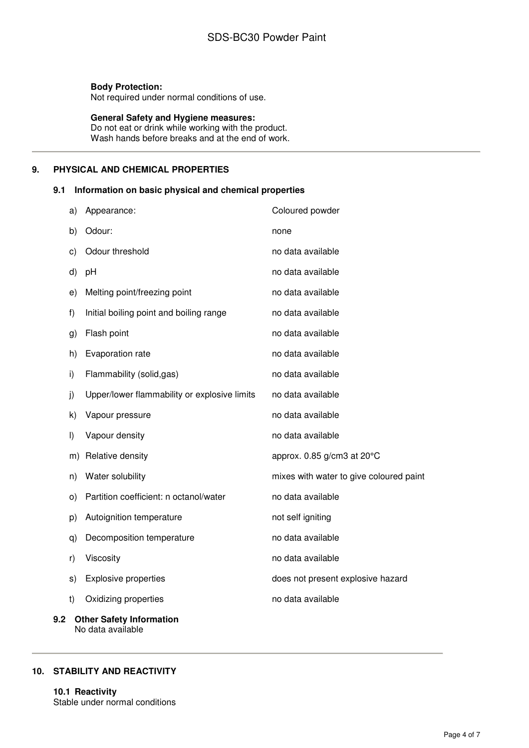**Body Protection:**
Not required under normal conditions of use.

**General Safety and Hygiene measures:**
Do not eat or drink while working with the product.
Wash hands before breaks and at the end of work.

## 9. PHYSICAL AND CHEMICAL PROPERTIES

### 9.1 Information on basic physical and chemical properties

| | Property | Value |
|---|---|---|
| a) | Appearance: | Coloured powder |
| b) | Odour: | none |
| c) | Odour threshold | no data available |
| d) | pH | no data available |
| e) | Melting point/freezing point | no data available |
| f) | Initial boiling point and boiling range | no data available |
| g) | Flash point | no data available |
| h) | Evaporation rate | no data available |
| i) | Flammability (solid,gas) | no data available |
| j) | Upper/lower flammability or explosive limits | no data available |
| k) | Vapour pressure | no data available |
| l) | Vapour density | no data available |
| m) | Relative density | approx. 0.85 g/cm3 at 20°C |
| n) | Water solubility | mixes with water to give coloured paint |
| o) | Partition coefficient: n octanol/water | no data available |
| p) | Autoignition temperature | not self igniting |
| q) | Decomposition temperature | no data available |
| r) | Viscosity | no data available |
| s) | Explosive properties | does not present explosive hazard |
| t) | Oxidizing properties | no data available |

### 9.2 Other Safety Information
No data available

## 10. STABILITY AND REACTIVITY

### 10.1 Reactivity
Stable under normal conditions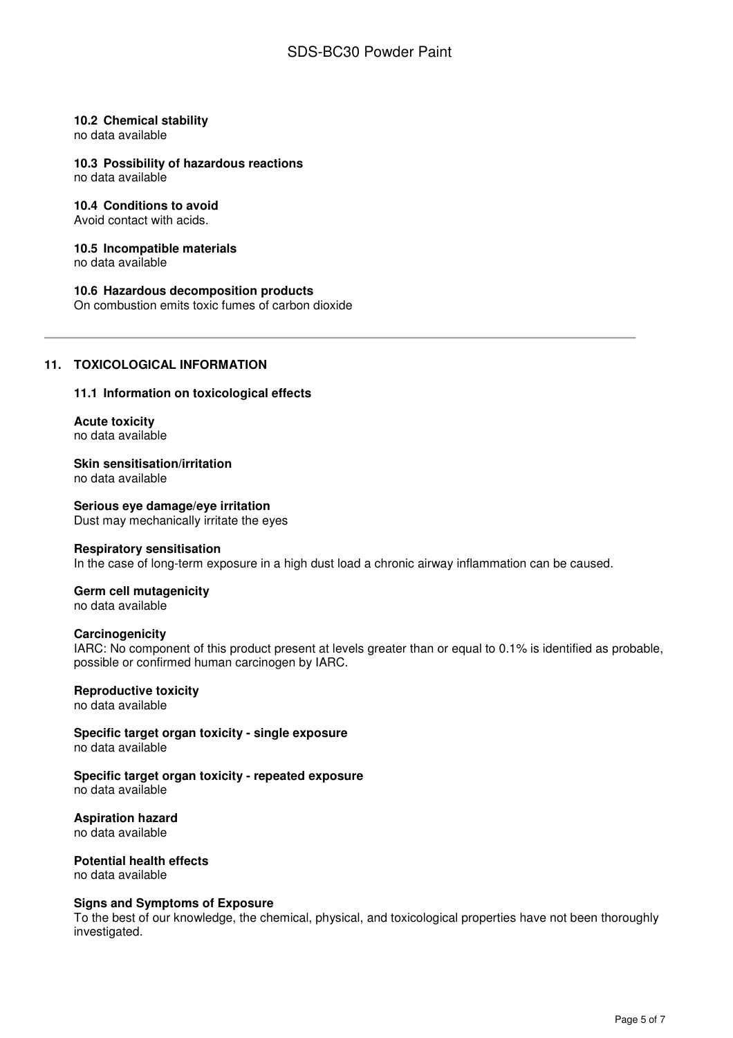### 10.2 Chemical stability
no data available

### 10.3 Possibility of hazardous reactions
no data available

### 10.4 Conditions to avoid
Avoid contact with acids.

### 10.5 Incompatible materials
no data available

### 10.6 Hazardous decomposition products
On combustion emits toxic fumes of carbon dioxide

---

## 11. TOXICOLOGICAL INFORMATION

### 11.1 Information on toxicological effects

**Acute toxicity**
no data available

**Skin sensitisation/irritation**
no data available

**Serious eye damage/eye irritation**
Dust may mechanically irritate the eyes

**Respiratory sensitisation**
In the case of long-term exposure in a high dust load a chronic airway inflammation can be caused.

**Germ cell mutagenicity**
no data available

**Carcinogenicity**
IARC: No component of this product present at levels greater than or equal to 0.1% is identified as probable, possible or confirmed human carcinogen by IARC.

**Reproductive toxicity**
no data available

**Specific target organ toxicity - single exposure**
no data available

**Specific target organ toxicity - repeated exposure**
no data available

**Aspiration hazard**
no data available

**Potential health effects**
no data available

**Signs and Symptoms of Exposure**
To the best of our knowledge, the chemical, physical, and toxicological properties have not been thoroughly investigated.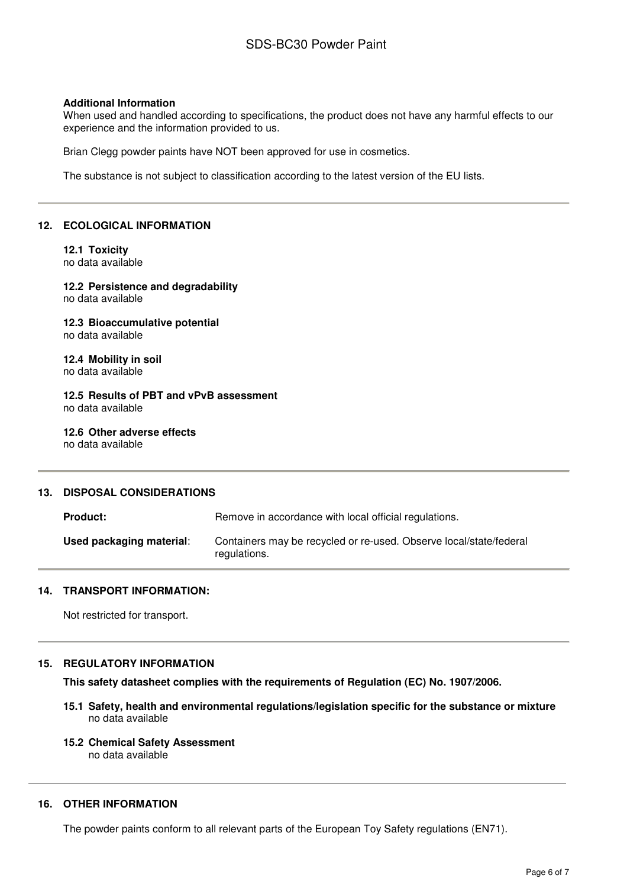**Additional Information**
When used and handled according to specifications, the product does not have any harmful effects to our experience and the information provided to us.

Brian Clegg powder paints have NOT been approved for use in cosmetics.

The substance is not subject to classification according to the latest version of the EU lists.

## 12. ECOLOGICAL INFORMATION

**12.1 Toxicity**
no data available

**12.2 Persistence and degradability**
no data available

**12.3 Bioaccumulative potential**
no data available

**12.4 Mobility in soil**
no data available

**12.5 Results of PBT and vPvB assessment**
no data available

**12.6 Other adverse effects**
no data available

## 13. DISPOSAL CONSIDERATIONS

| | |
|---|---|
| **Product:** | Remove in accordance with local official regulations. |
| **Used packaging material**: | Containers may be recycled or re-used. Observe local/state/federal regulations. |

## 14. TRANSPORT INFORMATION:

Not restricted for transport.

## 15. REGULATORY INFORMATION

**This safety datasheet complies with the requirements of Regulation (EC) No. 1907/2006.**

**15.1 Safety, health and environmental regulations/legislation specific for the substance or mixture**
no data available

**15.2 Chemical Safety Assessment**
no data available

## 16. OTHER INFORMATION

The powder paints conform to all relevant parts of the European Toy Safety regulations (EN71).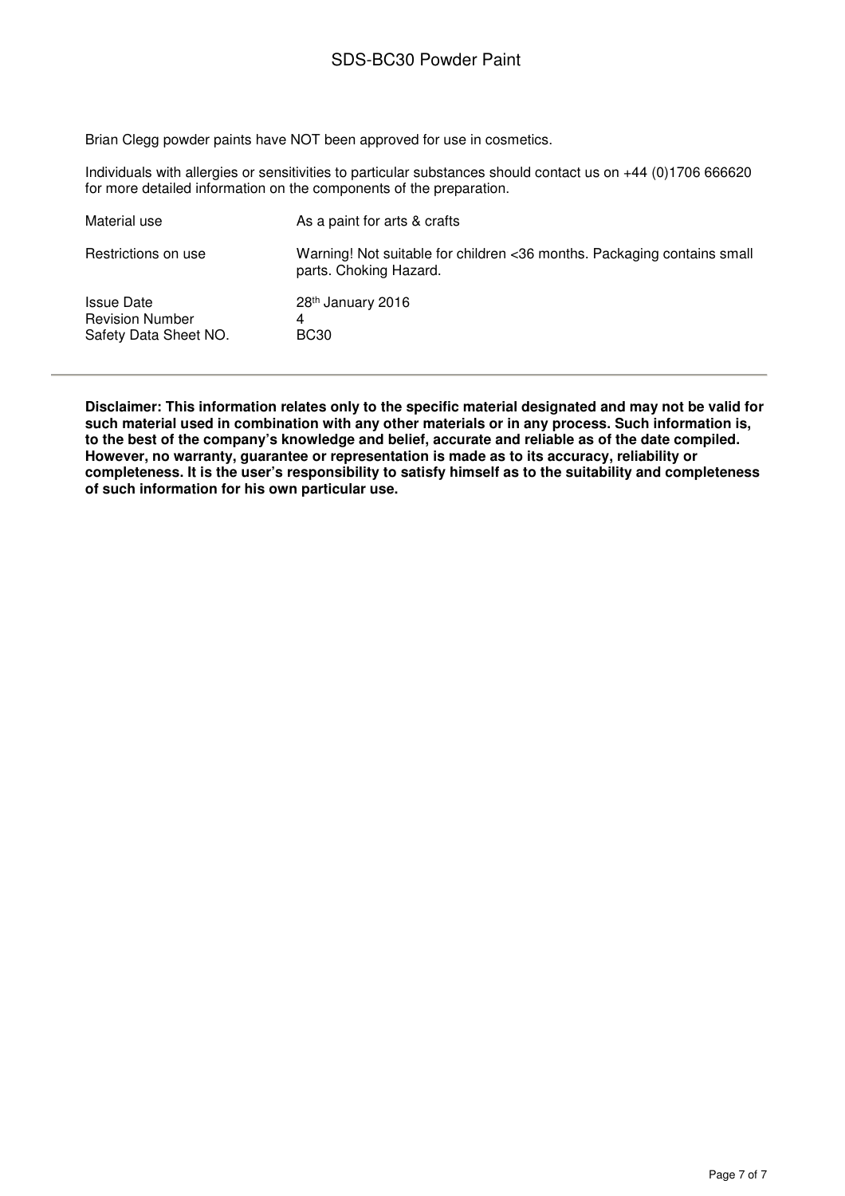Brian Clegg powder paints have NOT been approved for use in cosmetics.

Individuals with allergies or sensitivities to particular substances should contact us on +44 (0)1706 666620 for more detailed information on the components of the preparation.

| | |
|---|---|
| Material use | As a paint for arts & crafts |
| Restrictions on use | Warning! Not suitable for children <36 months. Packaging contains small parts. Choking Hazard. |
| Issue Date | 28th January 2016 |
| Revision Number | 4 |
| Safety Data Sheet NO. | BC30 |

---

**Disclaimer: This information relates only to the specific material designated and may not be valid for such material used in combination with any other materials or in any process. Such information is, to the best of the company's knowledge and belief, accurate and reliable as of the date compiled. However, no warranty, guarantee or representation is made as to its accuracy, reliability or completeness. It is the user's responsibility to satisfy himself as to the suitability and completeness of such information for his own particular use.**